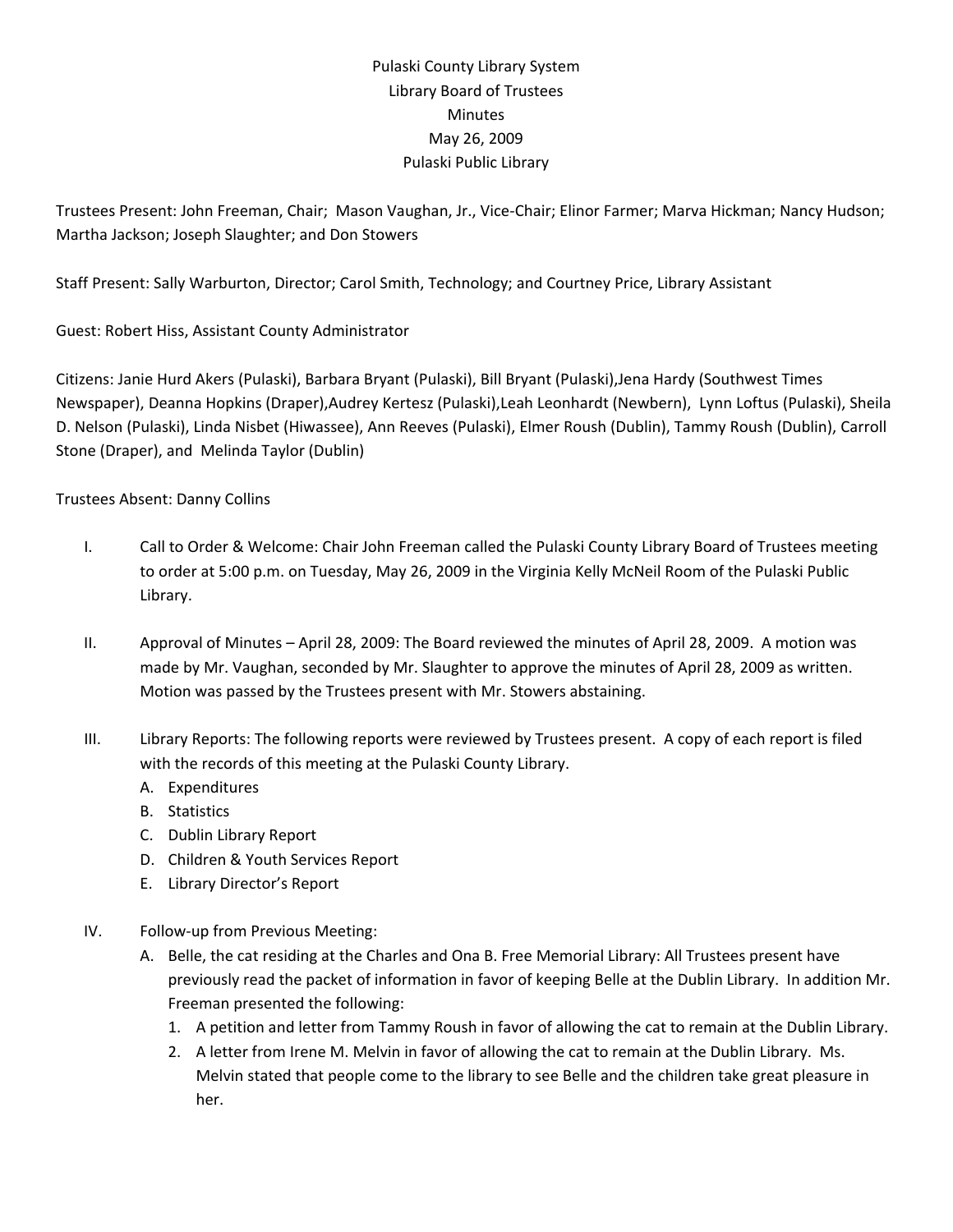Pulaski County Library System
Library Board of Trustees
Minutes
May 26, 2009
Pulaski Public Library

Trustees Present: John Freeman, Chair; Mason Vaughan, Jr., Vice-Chair; Elinor Farmer; Marva Hickman; Nancy Hudson; Martha Jackson; Joseph Slaughter; and Don Stowers

Staff Present: Sally Warburton, Director; Carol Smith, Technology; and Courtney Price, Library Assistant

Guest: Robert Hiss, Assistant County Administrator

Citizens: Janie Hurd Akers (Pulaski), Barbara Bryant (Pulaski), Bill Bryant (Pulaski),Jena Hardy (Southwest Times Newspaper), Deanna Hopkins (Draper),Audrey Kertesz (Pulaski),Leah Leonhardt (Newbern), Lynn Loftus (Pulaski), Sheila D. Nelson (Pulaski), Linda Nisbet (Hiwassee), Ann Reeves (Pulaski), Elmer Roush (Dublin), Tammy Roush (Dublin), Carroll Stone (Draper), and Melinda Taylor (Dublin)

Trustees Absent: Danny Collins

I. Call to Order & Welcome: Chair John Freeman called the Pulaski County Library Board of Trustees meeting to order at 5:00 p.m. on Tuesday, May 26, 2009 in the Virginia Kelly McNeil Room of the Pulaski Public Library.

II. Approval of Minutes – April 28, 2009: The Board reviewed the minutes of April 28, 2009. A motion was made by Mr. Vaughan, seconded by Mr. Slaughter to approve the minutes of April 28, 2009 as written. Motion was passed by the Trustees present with Mr. Stowers abstaining.

III. Library Reports: The following reports were reviewed by Trustees present. A copy of each report is filed with the records of this meeting at the Pulaski County Library.
   A. Expenditures
   B. Statistics
   C. Dublin Library Report
   D. Children & Youth Services Report
   E. Library Director's Report

IV. Follow-up from Previous Meeting:
   A. Belle, the cat residing at the Charles and Ona B. Free Memorial Library: All Trustees present have previously read the packet of information in favor of keeping Belle at the Dublin Library. In addition Mr. Freeman presented the following:
      1. A petition and letter from Tammy Roush in favor of allowing the cat to remain at the Dublin Library.
      2. A letter from Irene M. Melvin in favor of allowing the cat to remain at the Dublin Library. Ms. Melvin stated that people come to the library to see Belle and the children take great pleasure in her.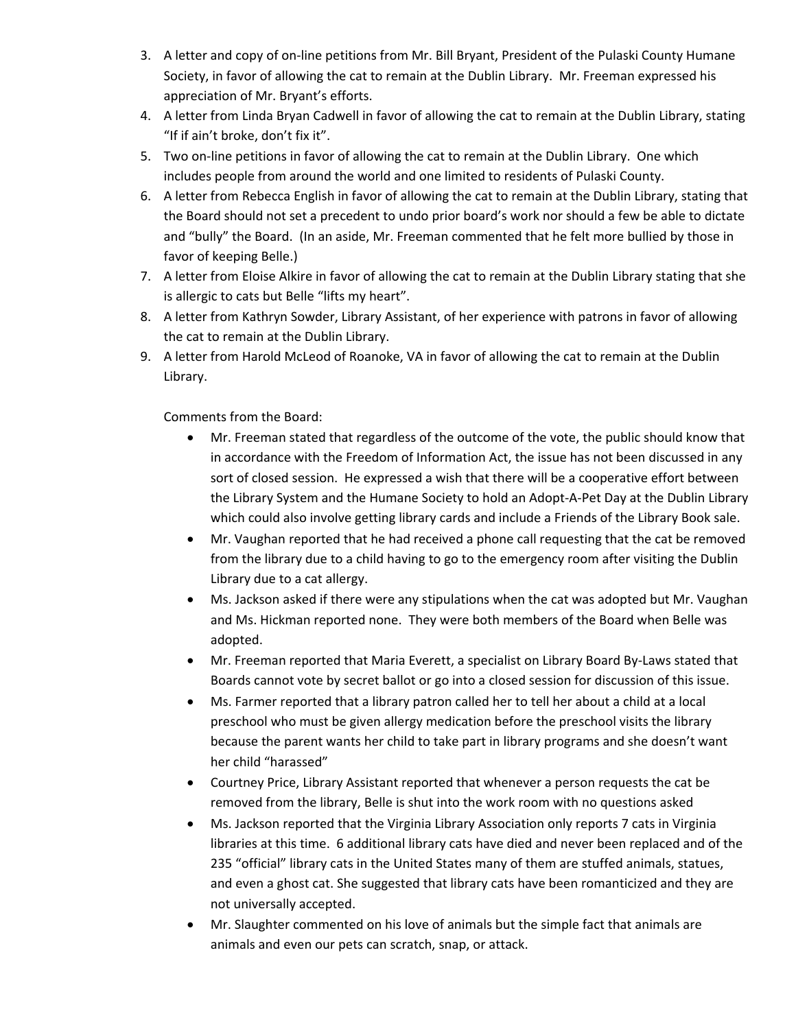3. A letter and copy of on-line petitions from Mr. Bill Bryant, President of the Pulaski County Humane Society, in favor of allowing the cat to remain at the Dublin Library. Mr. Freeman expressed his appreciation of Mr. Bryant's efforts.
4. A letter from Linda Bryan Cadwell in favor of allowing the cat to remain at the Dublin Library, stating "If if ain't broke, don't fix it".
5. Two on-line petitions in favor of allowing the cat to remain at the Dublin Library. One which includes people from around the world and one limited to residents of Pulaski County.
6. A letter from Rebecca English in favor of allowing the cat to remain at the Dublin Library, stating that the Board should not set a precedent to undo prior board's work nor should a few be able to dictate and "bully" the Board. (In an aside, Mr. Freeman commented that he felt more bullied by those in favor of keeping Belle.)
7. A letter from Eloise Alkire in favor of allowing the cat to remain at the Dublin Library stating that she is allergic to cats but Belle "lifts my heart".
8. A letter from Kathryn Sowder, Library Assistant, of her experience with patrons in favor of allowing the cat to remain at the Dublin Library.
9. A letter from Harold McLeod of Roanoke, VA in favor of allowing the cat to remain at the Dublin Library.

   Comments from the Board:

   - Mr. Freeman stated that regardless of the outcome of the vote, the public should know that in accordance with the Freedom of Information Act, the issue has not been discussed in any sort of closed session. He expressed a wish that there will be a cooperative effort between the Library System and the Humane Society to hold an Adopt-A-Pet Day at the Dublin Library which could also involve getting library cards and include a Friends of the Library Book sale.
   - Mr. Vaughan reported that he had received a phone call requesting that the cat be removed from the library due to a child having to go to the emergency room after visiting the Dublin Library due to a cat allergy.
   - Ms. Jackson asked if there were any stipulations when the cat was adopted but Mr. Vaughan and Ms. Hickman reported none. They were both members of the Board when Belle was adopted.
   - Mr. Freeman reported that Maria Everett, a specialist on Library Board By-Laws stated that Boards cannot vote by secret ballot or go into a closed session for discussion of this issue.
   - Ms. Farmer reported that a library patron called her to tell her about a child at a local preschool who must be given allergy medication before the preschool visits the library because the parent wants her child to take part in library programs and she doesn't want her child "harassed"
   - Courtney Price, Library Assistant reported that whenever a person requests the cat be removed from the library, Belle is shut into the work room with no questions asked
   - Ms. Jackson reported that the Virginia Library Association only reports 7 cats in Virginia libraries at this time. 6 additional library cats have died and never been replaced and of the 235 "official" library cats in the United States many of them are stuffed animals, statues, and even a ghost cat. She suggested that library cats have been romanticized and they are not universally accepted.
   - Mr. Slaughter commented on his love of animals but the simple fact that animals are animals and even our pets can scratch, snap, or attack.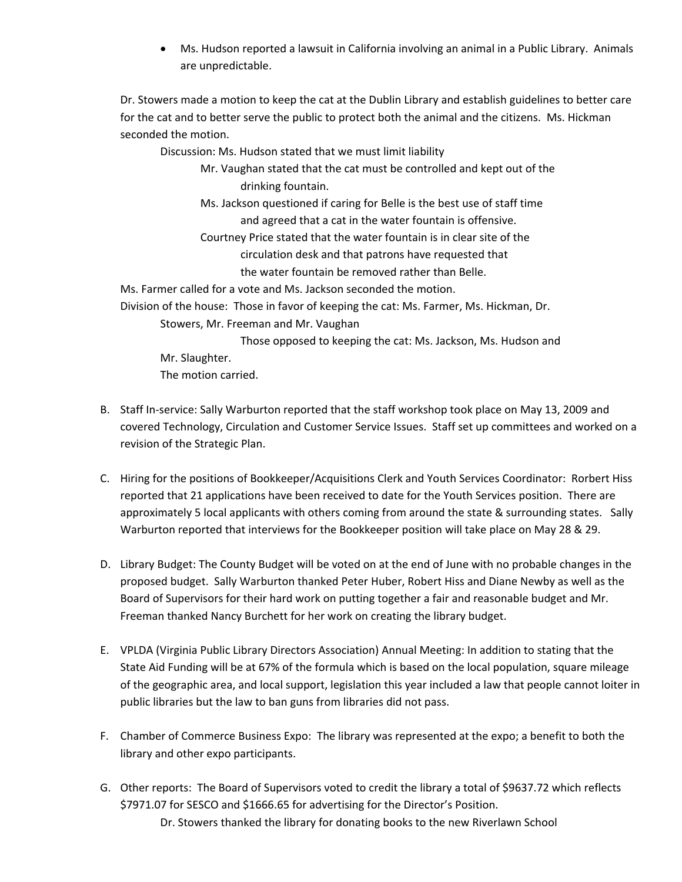- Ms. Hudson reported a lawsuit in California involving an animal in a Public Library. Animals are unpredictable.

Dr. Stowers made a motion to keep the cat at the Dublin Library and establish guidelines to better care for the cat and to better serve the public to protect both the animal and the citizens. Ms. Hickman seconded the motion.

Discussion: Ms. Hudson stated that we must limit liability

Mr. Vaughan stated that the cat must be controlled and kept out of the drinking fountain.

Ms. Jackson questioned if caring for Belle is the best use of staff time and agreed that a cat in the water fountain is offensive.

Courtney Price stated that the water fountain is in clear site of the circulation desk and that patrons have requested that the water fountain be removed rather than Belle.

Ms. Farmer called for a vote and Ms. Jackson seconded the motion.

Division of the house: Those in favor of keeping the cat: Ms. Farmer, Ms. Hickman, Dr. Stowers, Mr. Freeman and Mr. Vaughan

Those opposed to keeping the cat: Ms. Jackson, Ms. Hudson and Mr. Slaughter.

The motion carried.

B. Staff In-service: Sally Warburton reported that the staff workshop took place on May 13, 2009 and covered Technology, Circulation and Customer Service Issues. Staff set up committees and worked on a revision of the Strategic Plan.

C. Hiring for the positions of Bookkeeper/Acquisitions Clerk and Youth Services Coordinator: Rorbert Hiss reported that 21 applications have been received to date for the Youth Services position. There are approximately 5 local applicants with others coming from around the state & surrounding states. Sally Warburton reported that interviews for the Bookkeeper position will take place on May 28 & 29.

D. Library Budget: The County Budget will be voted on at the end of June with no probable changes in the proposed budget. Sally Warburton thanked Peter Huber, Robert Hiss and Diane Newby as well as the Board of Supervisors for their hard work on putting together a fair and reasonable budget and Mr. Freeman thanked Nancy Burchett for her work on creating the library budget.

E. VPLDA (Virginia Public Library Directors Association) Annual Meeting: In addition to stating that the State Aid Funding will be at 67% of the formula which is based on the local population, square mileage of the geographic area, and local support, legislation this year included a law that people cannot loiter in public libraries but the law to ban guns from libraries did not pass.

F. Chamber of Commerce Business Expo: The library was represented at the expo; a benefit to both the library and other expo participants.

G. Other reports: The Board of Supervisors voted to credit the library a total of $9637.72 which reflects $7971.07 for SESCO and $1666.65 for advertising for the Director's Position.

Dr. Stowers thanked the library for donating books to the new Riverlawn School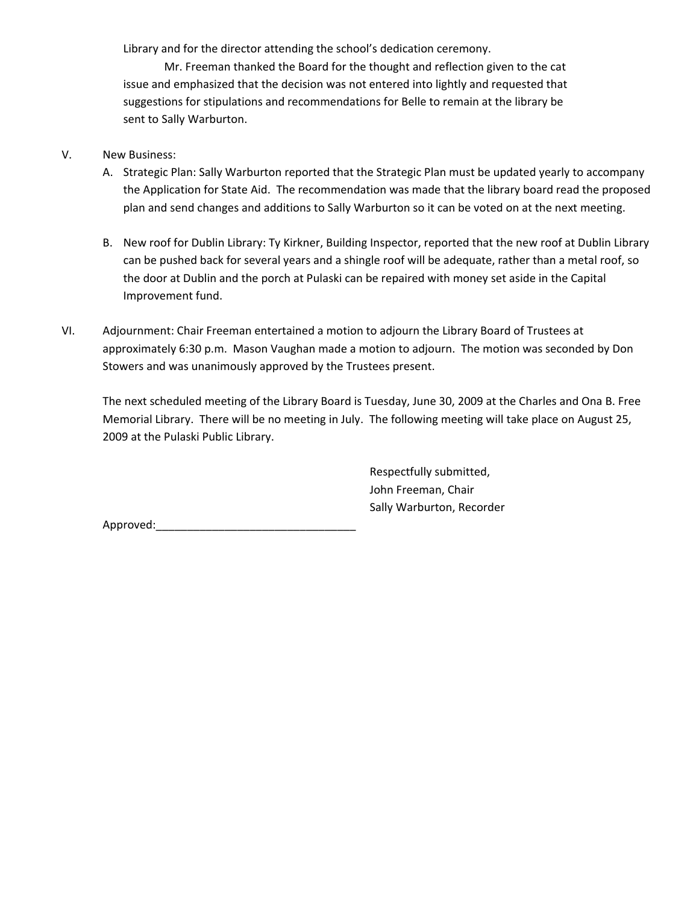Library and for the director attending the school's dedication ceremony.

Mr. Freeman thanked the Board for the thought and reflection given to the cat issue and emphasized that the decision was not entered into lightly and requested that suggestions for stipulations and recommendations for Belle to remain at the library be sent to Sally Warburton.

V. New Business:

A. Strategic Plan: Sally Warburton reported that the Strategic Plan must be updated yearly to accompany the Application for State Aid. The recommendation was made that the library board read the proposed plan and send changes and additions to Sally Warburton so it can be voted on at the next meeting.

B. New roof for Dublin Library: Ty Kirkner, Building Inspector, reported that the new roof at Dublin Library can be pushed back for several years and a shingle roof will be adequate, rather than a metal roof, so the door at Dublin and the porch at Pulaski can be repaired with money set aside in the Capital Improvement fund.

VI. Adjournment: Chair Freeman entertained a motion to adjourn the Library Board of Trustees at approximately 6:30 p.m. Mason Vaughan made a motion to adjourn. The motion was seconded by Don Stowers and was unanimously approved by the Trustees present.

The next scheduled meeting of the Library Board is Tuesday, June 30, 2009 at the Charles and Ona B. Free Memorial Library. There will be no meeting in July. The following meeting will take place on August 25, 2009 at the Pulaski Public Library.

Respectfully submitted,
John Freeman, Chair
Sally Warburton, Recorder

Approved:________________________________